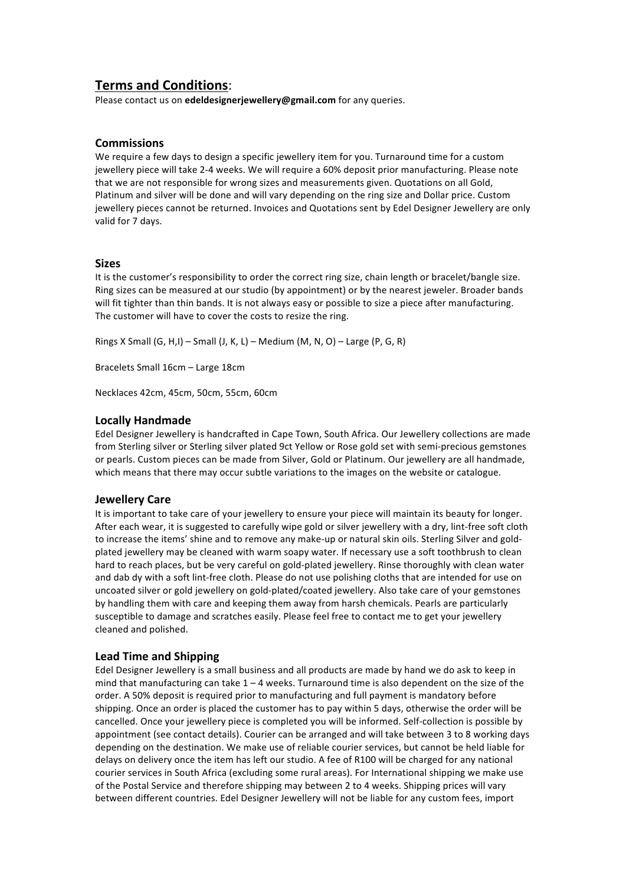## **Terms and Conditions**:

Please contact us on **edeldesignerjewellery@gmail.com** for any queries.

### Commissions

We require a few days to design a specific jewellery item for you. Turnaround time for a custom jewellery piece will take 2-4 weeks. We will require a 60% deposit prior manufacturing. Please note that we are not responsible for wrong sizes and measurements given. Quotations on all Gold, Platinum and silver will be done and will vary depending on the ring size and Dollar price. Custom jewellery pieces cannot be returned. Invoices and Quotations sent by Edel Designer Jewellery are only valid for 7 days.

### Sizes

It is the customer's responsibility to order the correct ring size, chain length or bracelet/bangle size. Ring sizes can be measured at our studio (by appointment) or by the nearest jeweler. Broader bands will fit tighter than thin bands. It is not always easy or possible to size a piece after manufacturing. The customer will have to cover the costs to resize the ring.

Rings X Small (G, H,I) – Small (J, K, L) – Medium (M, N, O) – Large (P, G, R)

Bracelets Small 16cm – Large 18cm

Necklaces 42cm, 45cm, 50cm, 55cm, 60cm

### Locally Handmade

Edel Designer Jewellery is handcrafted in Cape Town, South Africa. Our Jewellery collections are made from Sterling silver or Sterling silver plated 9ct Yellow or Rose gold set with semi-precious gemstones or pearls. Custom pieces can be made from Silver, Gold or Platinum. Our jewellery are all handmade, which means that there may occur subtle variations to the images on the website or catalogue.

### Jewellery Care

It is important to take care of your jewellery to ensure your piece will maintain its beauty for longer. After each wear, it is suggested to carefully wipe gold or silver jewellery with a dry, lint-free soft cloth to increase the items' shine and to remove any make-up or natural skin oils. Sterling Silver and gold-plated jewellery may be cleaned with warm soapy water. If necessary use a soft toothbrush to clean hard to reach places, but be very careful on gold-plated jewellery. Rinse thoroughly with clean water and dab dy with a soft lint-free cloth. Please do not use polishing cloths that are intended for use on uncoated silver or gold jewellery on gold-plated/coated jewellery. Also take care of your gemstones by handling them with care and keeping them away from harsh chemicals. Pearls are particularly susceptible to damage and scratches easily. Please feel free to contact me to get your jewellery cleaned and polished.

### Lead Time and Shipping

Edel Designer Jewellery is a small business and all products are made by hand we do ask to keep in mind that manufacturing can take 1 – 4 weeks. Turnaround time is also dependent on the size of the order. A 50% deposit is required prior to manufacturing and full payment is mandatory before shipping. Once an order is placed the customer has to pay within 5 days, otherwise the order will be cancelled. Once your jewellery piece is completed you will be informed. Self-collection is possible by appointment (see contact details). Courier can be arranged and will take between 3 to 8 working days depending on the destination. We make use of reliable courier services, but cannot be held liable for delays on delivery once the item has left our studio. A fee of R100 will be charged for any national courier services in South Africa (excluding some rural areas). For International shipping we make use of the Postal Service and therefore shipping may between 2 to 4 weeks. Shipping prices will vary between different countries. Edel Designer Jewellery will not be liable for any custom fees, import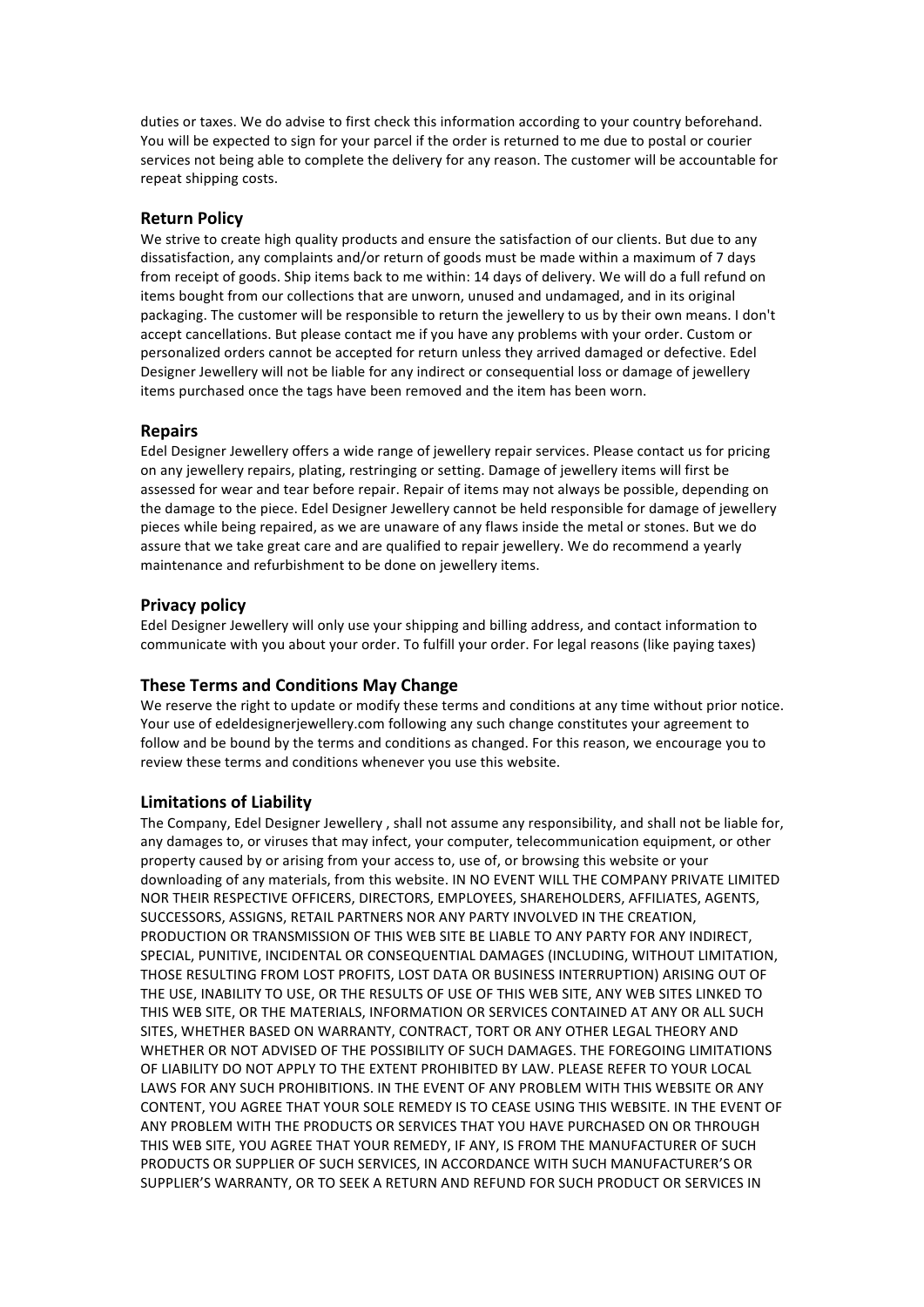duties or taxes. We do advise to first check this information according to your country beforehand. You will be expected to sign for your parcel if the order is returned to me due to postal or courier services not being able to complete the delivery for any reason. The customer will be accountable for repeat shipping costs.

## Return Policy

We strive to create high quality products and ensure the satisfaction of our clients. But due to any dissatisfaction, any complaints and/or return of goods must be made within a maximum of 7 days from receipt of goods. Ship items back to me within: 14 days of delivery. We will do a full refund on items bought from our collections that are unworn, unused and undamaged, and in its original packaging. The customer will be responsible to return the jewellery to us by their own means. I don't accept cancellations. But please contact me if you have any problems with your order. Custom or personalized orders cannot be accepted for return unless they arrived damaged or defective. Edel Designer Jewellery will not be liable for any indirect or consequential loss or damage of jewellery items purchased once the tags have been removed and the item has been worn.

## Repairs

Edel Designer Jewellery offers a wide range of jewellery repair services. Please contact us for pricing on any jewellery repairs, plating, restringing or setting. Damage of jewellery items will first be assessed for wear and tear before repair. Repair of items may not always be possible, depending on the damage to the piece. Edel Designer Jewellery cannot be held responsible for damage of jewellery pieces while being repaired, as we are unaware of any flaws inside the metal or stones. But we do assure that we take great care and are qualified to repair jewellery. We do recommend a yearly maintenance and refurbishment to be done on jewellery items.

## Privacy policy

Edel Designer Jewellery will only use your shipping and billing address, and contact information to communicate with you about your order. To fulfill your order. For legal reasons (like paying taxes)

## These Terms and Conditions May Change

We reserve the right to update or modify these terms and conditions at any time without prior notice. Your use of edeldesignerjewellery.com following any such change constitutes your agreement to follow and be bound by the terms and conditions as changed. For this reason, we encourage you to review these terms and conditions whenever you use this website.

## Limitations of Liability

The Company, Edel Designer Jewellery , shall not assume any responsibility, and shall not be liable for, any damages to, or viruses that may infect, your computer, telecommunication equipment, or other property caused by or arising from your access to, use of, or browsing this website or your downloading of any materials, from this website. IN NO EVENT WILL THE COMPANY PRIVATE LIMITED NOR THEIR RESPECTIVE OFFICERS, DIRECTORS, EMPLOYEES, SHAREHOLDERS, AFFILIATES, AGENTS, SUCCESSORS, ASSIGNS, RETAIL PARTNERS NOR ANY PARTY INVOLVED IN THE CREATION, PRODUCTION OR TRANSMISSION OF THIS WEB SITE BE LIABLE TO ANY PARTY FOR ANY INDIRECT, SPECIAL, PUNITIVE, INCIDENTAL OR CONSEQUENTIAL DAMAGES (INCLUDING, WITHOUT LIMITATION, THOSE RESULTING FROM LOST PROFITS, LOST DATA OR BUSINESS INTERRUPTION) ARISING OUT OF THE USE, INABILITY TO USE, OR THE RESULTS OF USE OF THIS WEB SITE, ANY WEB SITES LINKED TO THIS WEB SITE, OR THE MATERIALS, INFORMATION OR SERVICES CONTAINED AT ANY OR ALL SUCH SITES, WHETHER BASED ON WARRANTY, CONTRACT, TORT OR ANY OTHER LEGAL THEORY AND WHETHER OR NOT ADVISED OF THE POSSIBILITY OF SUCH DAMAGES. THE FOREGOING LIMITATIONS OF LIABILITY DO NOT APPLY TO THE EXTENT PROHIBITED BY LAW. PLEASE REFER TO YOUR LOCAL LAWS FOR ANY SUCH PROHIBITIONS. IN THE EVENT OF ANY PROBLEM WITH THIS WEBSITE OR ANY CONTENT, YOU AGREE THAT YOUR SOLE REMEDY IS TO CEASE USING THIS WEBSITE. IN THE EVENT OF ANY PROBLEM WITH THE PRODUCTS OR SERVICES THAT YOU HAVE PURCHASED ON OR THROUGH THIS WEB SITE, YOU AGREE THAT YOUR REMEDY, IF ANY, IS FROM THE MANUFACTURER OF SUCH PRODUCTS OR SUPPLIER OF SUCH SERVICES, IN ACCORDANCE WITH SUCH MANUFACTURER'S OR SUPPLIER'S WARRANTY, OR TO SEEK A RETURN AND REFUND FOR SUCH PRODUCT OR SERVICES IN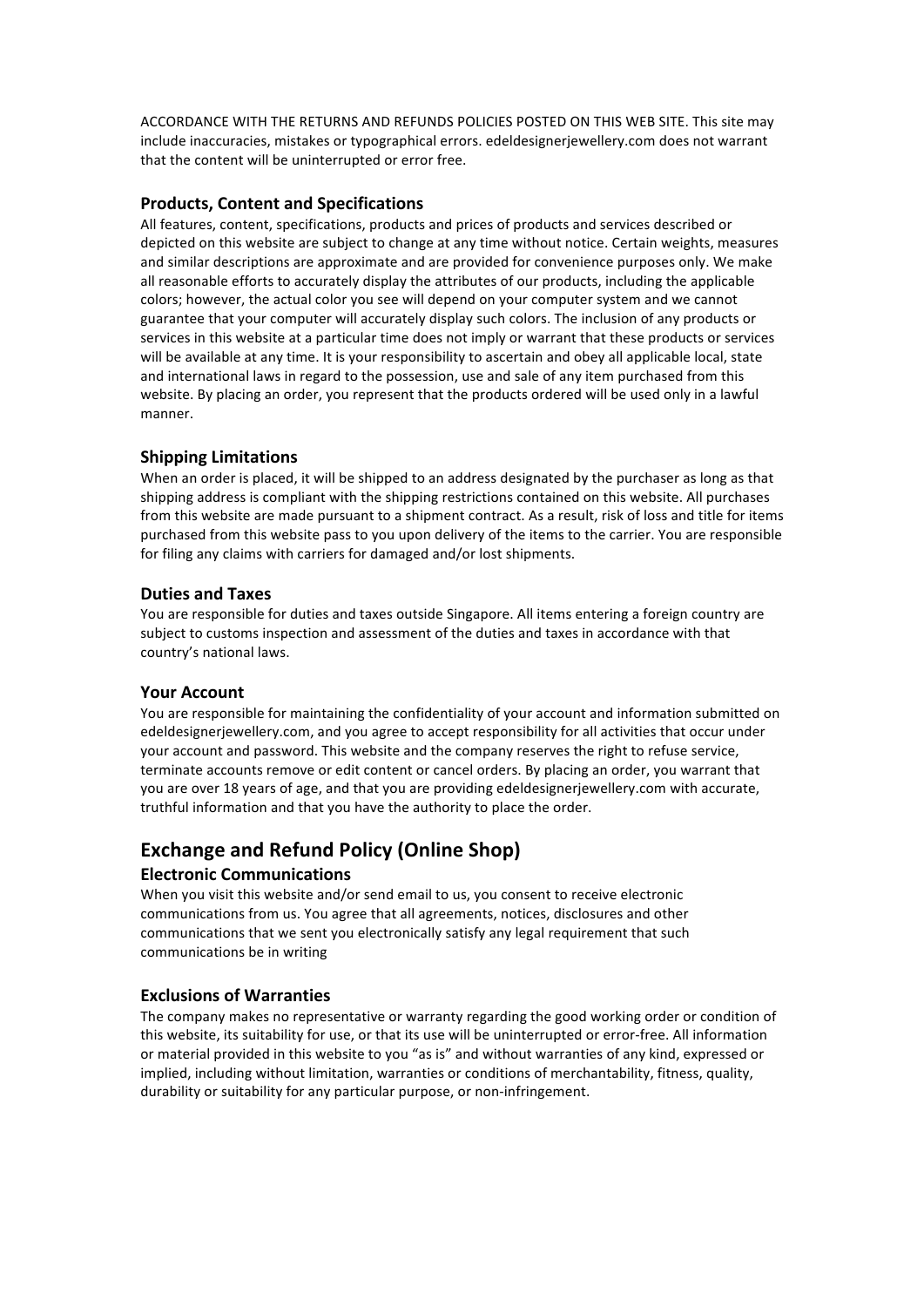ACCORDANCE WITH THE RETURNS AND REFUNDS POLICIES POSTED ON THIS WEB SITE. This site may include inaccuracies, mistakes or typographical errors. edeldesignerjewellery.com does not warrant that the content will be uninterrupted or error free.

### Products, Content and Specifications

All features, content, specifications, products and prices of products and services described or depicted on this website are subject to change at any time without notice. Certain weights, measures and similar descriptions are approximate and are provided for convenience purposes only. We make all reasonable efforts to accurately display the attributes of our products, including the applicable colors; however, the actual color you see will depend on your computer system and we cannot guarantee that your computer will accurately display such colors. The inclusion of any products or services in this website at a particular time does not imply or warrant that these products or services will be available at any time. It is your responsibility to ascertain and obey all applicable local, state and international laws in regard to the possession, use and sale of any item purchased from this website. By placing an order, you represent that the products ordered will be used only in a lawful manner.

### Shipping Limitations

When an order is placed, it will be shipped to an address designated by the purchaser as long as that shipping address is compliant with the shipping restrictions contained on this website. All purchases from this website are made pursuant to a shipment contract. As a result, risk of loss and title for items purchased from this website pass to you upon delivery of the items to the carrier. You are responsible for filing any claims with carriers for damaged and/or lost shipments.

### Duties and Taxes

You are responsible for duties and taxes outside Singapore. All items entering a foreign country are subject to customs inspection and assessment of the duties and taxes in accordance with that country's national laws.

### Your Account

You are responsible for maintaining the confidentiality of your account and information submitted on edeldesignerjewellery.com, and you agree to accept responsibility for all activities that occur under your account and password. This website and the company reserves the right to refuse service, terminate accounts remove or edit content or cancel orders. By placing an order, you warrant that you are over 18 years of age, and that you are providing edeldesignerjewellery.com with accurate, truthful information and that you have the authority to place the order.

## Exchange and Refund Policy (Online Shop)

### Electronic Communications

When you visit this website and/or send email to us, you consent to receive electronic communications from us. You agree that all agreements, notices, disclosures and other communications that we sent you electronically satisfy any legal requirement that such communications be in writing

### Exclusions of Warranties

The company makes no representative or warranty regarding the good working order or condition of this website, its suitability for use, or that its use will be uninterrupted or error-free. All information or material provided in this website to you "as is" and without warranties of any kind, expressed or implied, including without limitation, warranties or conditions of merchantability, fitness, quality, durability or suitability for any particular purpose, or non-infringement.